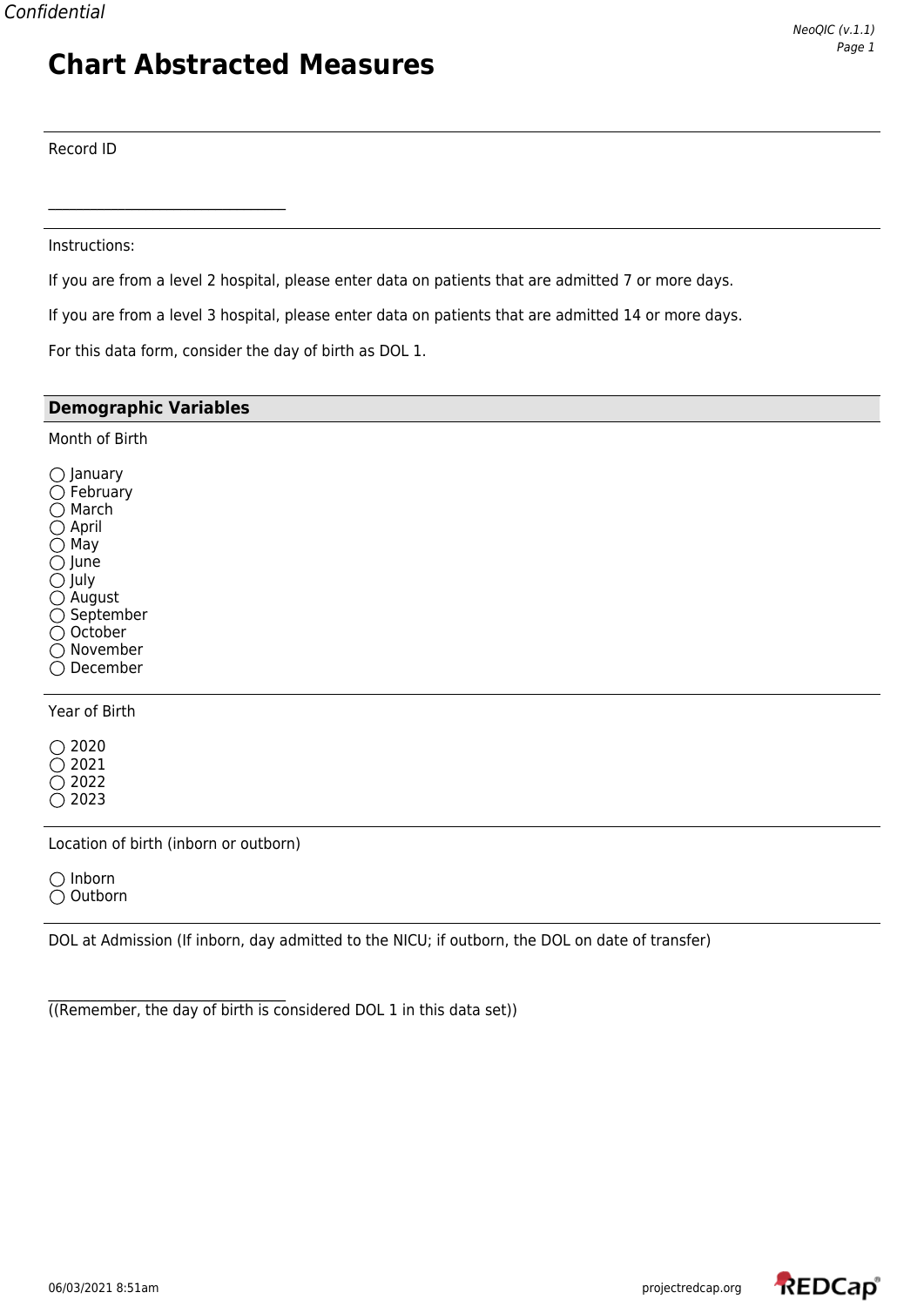# Chart Abstracted Measures

Record ID

\_\_\_\_\_\_\_\_\_\_\_\_\_\_\_\_\_\_\_\_\_\_\_\_\_\_\_\_\_\_\_\_\_\_

Instructions:

If you are from a level 2 hospital, please enter data on patients that are admitted 7 or more days.

If you are from a level 3 hospital, please enter data on patients that are admitted 14 or more days.

For this data form, consider the day of birth as DOL 1.

## Demographic Variables

Month of Birth

- ◯ January
- ◯ February
- ◯ March
- ◯ April
- ◯ May
- ◯ June
- ◯ July
- ◯ August
- ◯ September
- ◯ October
- ◯ November
- ◯ December

Year of Birth

- ◯ 2020
- ◯ 2021
- ◯ 2022
- ◯ 2023

Location of birth (inborn or outborn)

- ◯ Inborn
- ◯ Outborn

DOL at Admission (If inborn, day admitted to the NICU; if outborn, the DOL on date of transfer)

\_\_\_\_\_\_\_\_\_\_\_\_\_\_\_\_\_\_\_\_\_\_\_\_\_\_\_\_\_\_\_\_\_\_
((Remember, the day of birth is considered DOL 1 in this data set))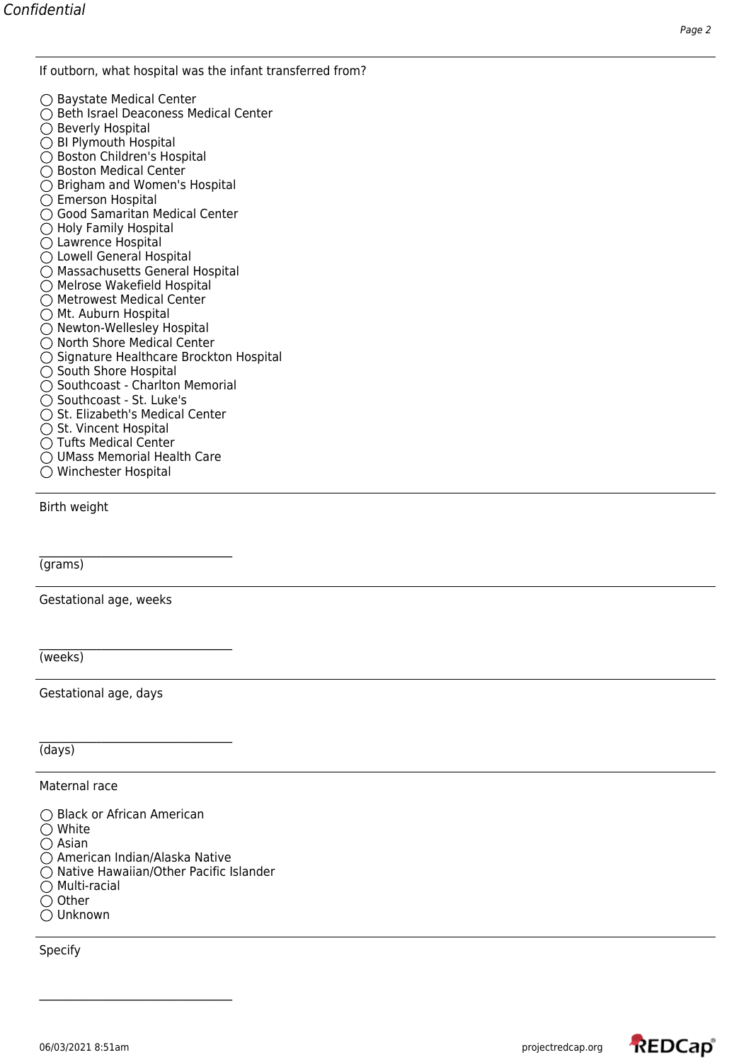If outborn, what hospital was the infant transferred from?

- ◯ Baystate Medical Center
- ◯ Beth Israel Deaconess Medical Center
- ◯ Beverly Hospital
- ◯ BI Plymouth Hospital
- ◯ Boston Children's Hospital
- ◯ Boston Medical Center
- ◯ Brigham and Women's Hospital
- ◯ Emerson Hospital
- ◯ Good Samaritan Medical Center
- ◯ Holy Family Hospital
- ◯ Lawrence Hospital
- ◯ Lowell General Hospital
- ◯ Massachusetts General Hospital
- ◯ Melrose Wakefield Hospital
- ◯ Metrowest Medical Center
- ◯ Mt. Auburn Hospital
- ◯ Newton-Wellesley Hospital
- ◯ North Shore Medical Center
- ◯ Signature Healthcare Brockton Hospital
- ◯ South Shore Hospital
- ◯ Southcoast - Charlton Memorial
- ◯ Southcoast - St. Luke's
- ◯ St. Elizabeth's Medical Center
- ◯ St. Vincent Hospital
- ◯ Tufts Medical Center
- ◯ UMass Memorial Health Care
- ◯ Winchester Hospital

---

Birth weight

__________________________________
(grams)

---

Gestational age, weeks

__________________________________
(weeks)

---

Gestational age, days

__________________________________
(days)

---

Maternal race

- ◯ Black or African American
- ◯ White
- ◯ Asian
- ◯ American Indian/Alaska Native
- ◯ Native Hawaiian/Other Pacific Islander
- ◯ Multi-racial
- ◯ Other
- ◯ Unknown

---

Specify

__________________________________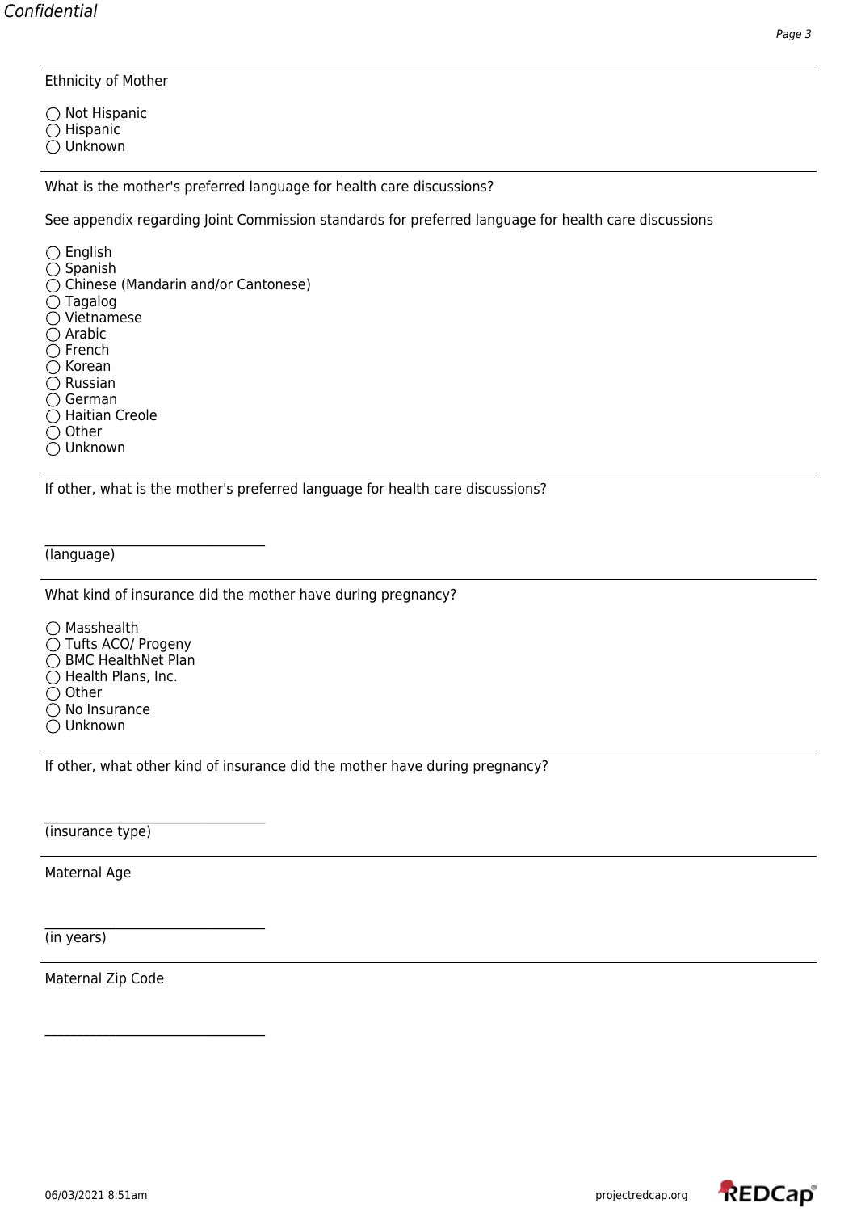Ethnicity of Mother

◯ Not Hispanic
◯ Hispanic
◯ Unknown

---

What is the mother's preferred language for health care discussions?

See appendix regarding Joint Commission standards for preferred language for health care discussions

◯ English
◯ Spanish
◯ Chinese (Mandarin and/or Cantonese)
◯ Tagalog
◯ Vietnamese
◯ Arabic
◯ French
◯ Korean
◯ Russian
◯ German
◯ Haitian Creole
◯ Other
◯ Unknown

---

If other, what is the mother's preferred language for health care discussions?

\_\_\_\_\_\_\_\_\_\_\_\_\_\_\_\_\_\_\_\_\_\_\_\_\_\_\_\_\_\_\_\_
(language)

---

What kind of insurance did the mother have during pregnancy?

◯ Masshealth
◯ Tufts ACO/ Progeny
◯ BMC HealthNet Plan
◯ Health Plans, Inc.
◯ Other
◯ No Insurance
◯ Unknown

---

If other, what other kind of insurance did the mother have during pregnancy?

\_\_\_\_\_\_\_\_\_\_\_\_\_\_\_\_\_\_\_\_\_\_\_\_\_\_\_\_\_\_\_\_
(insurance type)

---

Maternal Age

\_\_\_\_\_\_\_\_\_\_\_\_\_\_\_\_\_\_\_\_\_\_\_\_\_\_\_\_\_\_\_\_
(in years)

---

Maternal Zip Code

\_\_\_\_\_\_\_\_\_\_\_\_\_\_\_\_\_\_\_\_\_\_\_\_\_\_\_\_\_\_\_\_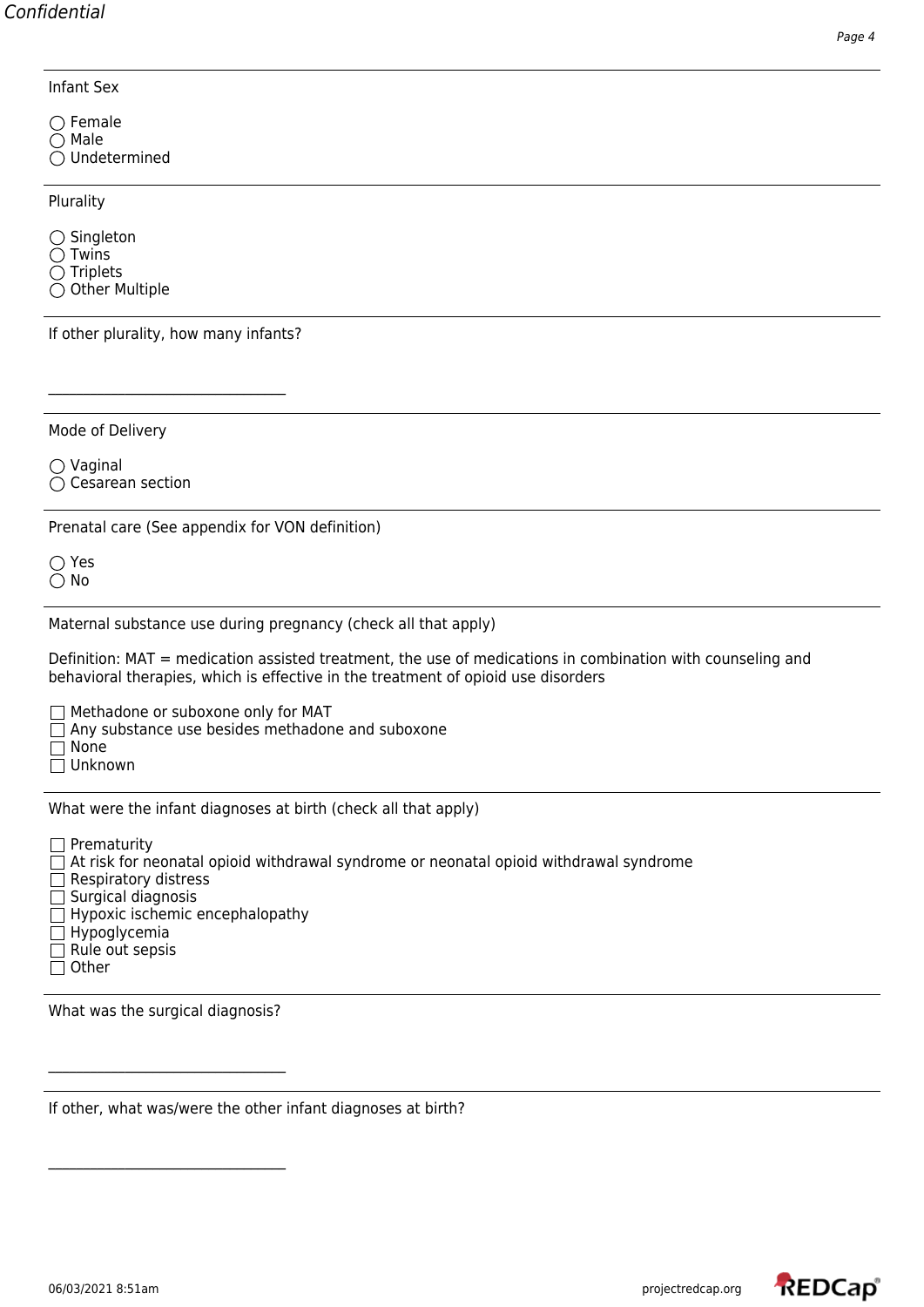Infant Sex

- ◯ Female
- ◯ Male
- ◯ Undetermined

---

Plurality

- ◯ Singleton
- ◯ Twins
- ◯ Triplets
- ◯ Other Multiple

---

If other plurality, how many infants?

\_\_\_\_\_\_\_\_\_\_\_\_\_\_\_\_\_\_\_\_\_\_\_\_\_\_\_\_\_\_\_\_\_\_

---

Mode of Delivery

- ◯ Vaginal
- ◯ Cesarean section

---

Prenatal care (See appendix for VON definition)

- ◯ Yes
- ◯ No

---

Maternal substance use during pregnancy (check all that apply)

Definition: MAT = medication assisted treatment, the use of medications in combination with counseling and behavioral therapies, which is effective in the treatment of opioid use disorders

- ☐ Methadone or suboxone only for MAT
- ☐ Any substance use besides methadone and suboxone
- ☐ None
- ☐ Unknown

---

What were the infant diagnoses at birth (check all that apply)

- ☐ Prematurity
- ☐ At risk for neonatal opioid withdrawal syndrome or neonatal opioid withdrawal syndrome
- ☐ Respiratory distress
- ☐ Surgical diagnosis
- ☐ Hypoxic ischemic encephalopathy
- ☐ Hypoglycemia
- ☐ Rule out sepsis
- ☐ Other

---

What was the surgical diagnosis?

\_\_\_\_\_\_\_\_\_\_\_\_\_\_\_\_\_\_\_\_\_\_\_\_\_\_\_\_\_\_\_\_\_\_

---

If other, what was/were the other infant diagnoses at birth?

\_\_\_\_\_\_\_\_\_\_\_\_\_\_\_\_\_\_\_\_\_\_\_\_\_\_\_\_\_\_\_\_\_\_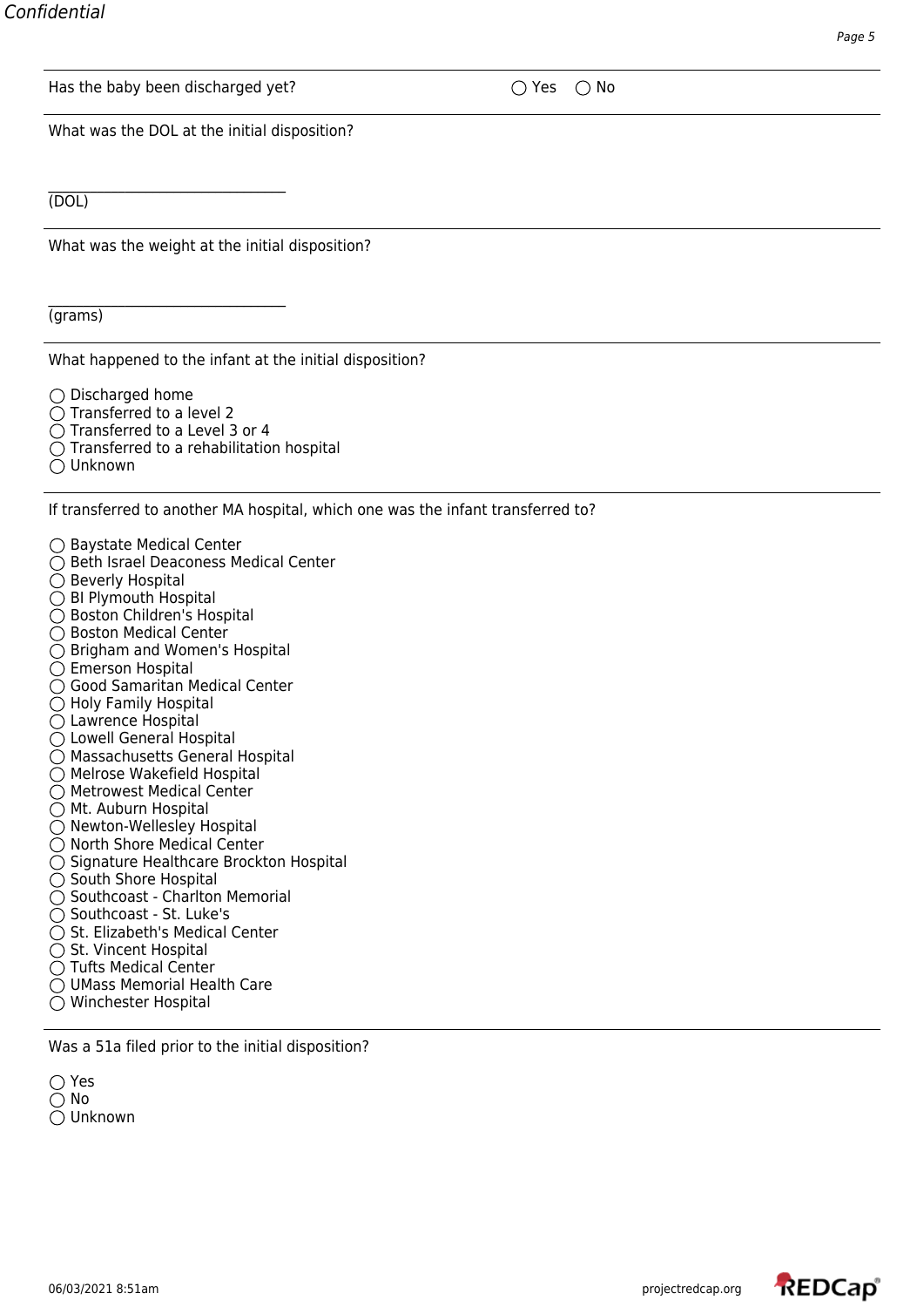Has the baby been discharged yet? ◯ Yes ◯ No

---

What was the DOL at the initial disposition?

\_\_\_\_\_\_\_\_\_\_\_\_\_\_\_\_\_\_\_\_\_\_\_\_\_\_\_\_\_\_\_\_\_\_
(DOL)

---

What was the weight at the initial disposition?

\_\_\_\_\_\_\_\_\_\_\_\_\_\_\_\_\_\_\_\_\_\_\_\_\_\_\_\_\_\_\_\_\_\_
(grams)

---

What happened to the infant at the initial disposition?

◯ Discharged home
◯ Transferred to a level 2
◯ Transferred to a Level 3 or 4
◯ Transferred to a rehabilitation hospital
◯ Unknown

---

If transferred to another MA hospital, which one was the infant transferred to?

◯ Baystate Medical Center
◯ Beth Israel Deaconess Medical Center
◯ Beverly Hospital
◯ BI Plymouth Hospital
◯ Boston Children's Hospital
◯ Boston Medical Center
◯ Brigham and Women's Hospital
◯ Emerson Hospital
◯ Good Samaritan Medical Center
◯ Holy Family Hospital
◯ Lawrence Hospital
◯ Lowell General Hospital
◯ Massachusetts General Hospital
◯ Melrose Wakefield Hospital
◯ Metrowest Medical Center
◯ Mt. Auburn Hospital
◯ Newton-Wellesley Hospital
◯ North Shore Medical Center
◯ Signature Healthcare Brockton Hospital
◯ South Shore Hospital
◯ Southcoast - Charlton Memorial
◯ Southcoast - St. Luke's
◯ St. Elizabeth's Medical Center
◯ St. Vincent Hospital
◯ Tufts Medical Center
◯ UMass Memorial Health Care
◯ Winchester Hospital

---

Was a 51a filed prior to the initial disposition?

◯ Yes
◯ No
◯ Unknown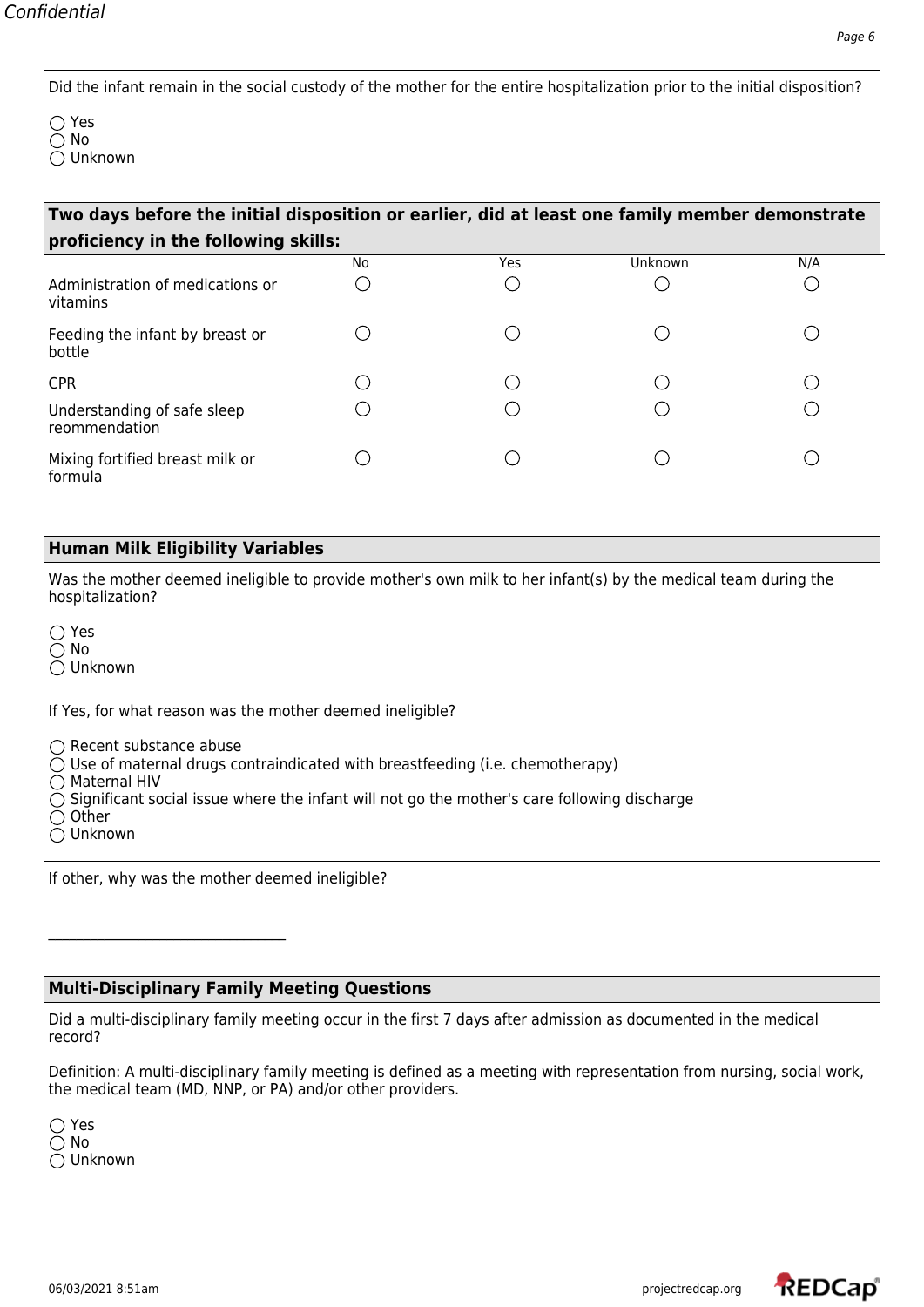Did the infant remain in the social custody of the mother for the entire hospitalization prior to the initial disposition?

◯ Yes
◯ No
◯ Unknown

## Two days before the initial disposition or earlier, did at least one family member demonstrate proficiency in the following skills:

| | No | Yes | Unknown | N/A |
|---|---|---|---|---|
| Administration of medications or vitamins | ◯ | ◯ | ◯ | ◯ |
| Feeding the infant by breast or bottle | ◯ | ◯ | ◯ | ◯ |
| CPR | ◯ | ◯ | ◯ | ◯ |
| Understanding of safe sleep reommendation | ◯ | ◯ | ◯ | ◯ |
| Mixing fortified breast milk or formula | ◯ | ◯ | ◯ | ◯ |

## Human Milk Eligibility Variables

Was the mother deemed ineligible to provide mother's own milk to her infant(s) by the medical team during the hospitalization?

◯ Yes
◯ No
◯ Unknown

If Yes, for what reason was the mother deemed ineligible?

◯ Recent substance abuse
◯ Use of maternal drugs contraindicated with breastfeeding (i.e. chemotherapy)
◯ Maternal HIV
◯ Significant social issue where the infant will not go the mother's care following discharge
◯ Other
◯ Unknown

If other, why was the mother deemed ineligible?

__________________________________

## Multi-Disciplinary Family Meeting Questions

Did a multi-disciplinary family meeting occur in the first 7 days after admission as documented in the medical record?

Definition: A multi-disciplinary family meeting is defined as a meeting with representation from nursing, social work, the medical team (MD, NNP, or PA) and/or other providers.

◯ Yes
◯ No
◯ Unknown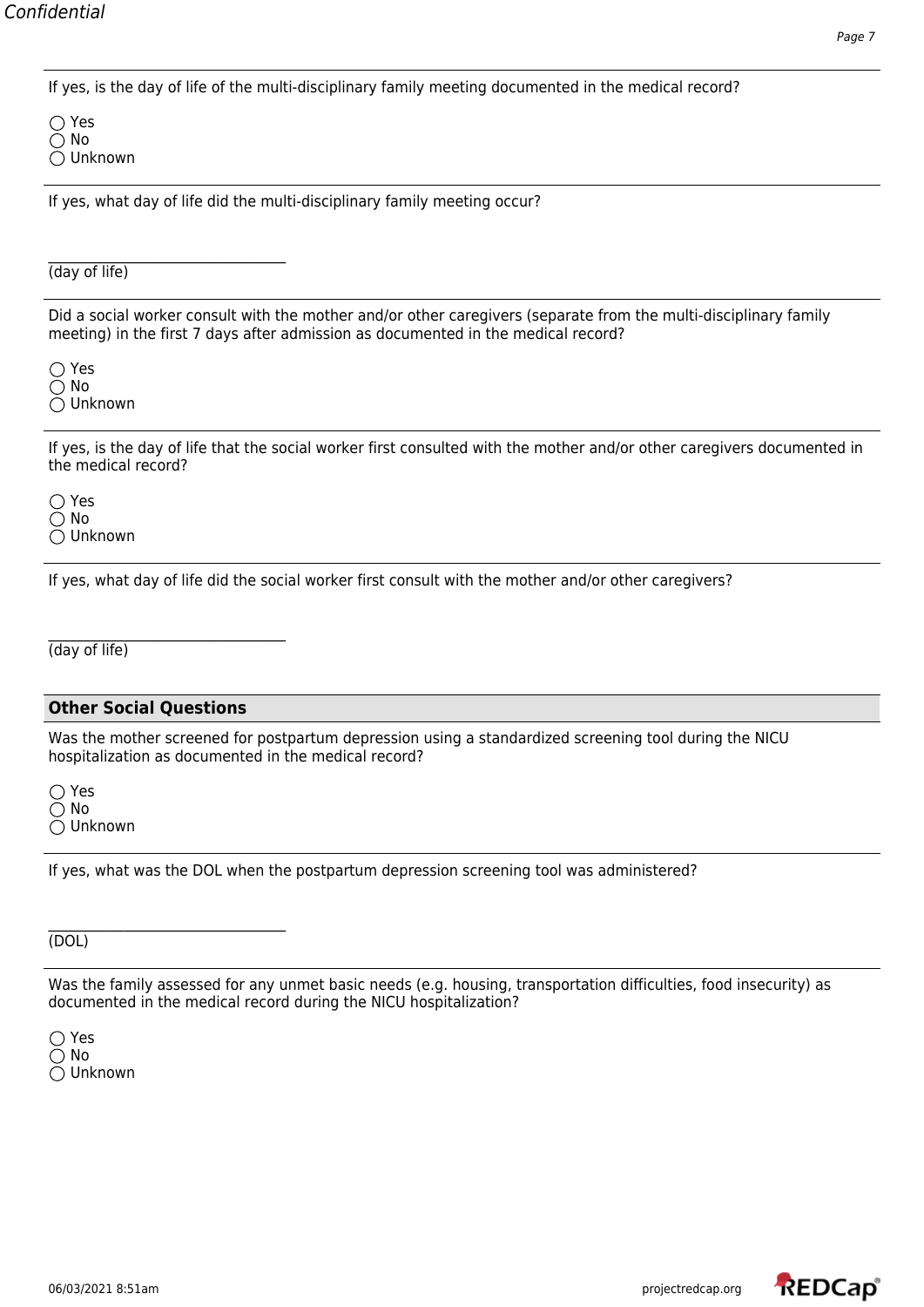If yes, is the day of life of the multi-disciplinary family meeting documented in the medical record?

◯ Yes
◯ No
◯ Unknown

If yes, what day of life did the multi-disciplinary family meeting occur?

\_\_\_\_\_\_\_\_\_\_\_\_\_\_\_\_\_\_\_\_\_\_\_\_\_\_\_\_\_\_\_\_\_\_
(day of life)

Did a social worker consult with the mother and/or other caregivers (separate from the multi-disciplinary family meeting) in the first 7 days after admission as documented in the medical record?

◯ Yes
◯ No
◯ Unknown

If yes, is the day of life that the social worker first consulted with the mother and/or other caregivers documented in the medical record?

◯ Yes
◯ No
◯ Unknown

If yes, what day of life did the social worker first consult with the mother and/or other caregivers?

\_\_\_\_\_\_\_\_\_\_\_\_\_\_\_\_\_\_\_\_\_\_\_\_\_\_\_\_\_\_\_\_\_\_
(day of life)

## Other Social Questions

Was the mother screened for postpartum depression using a standardized screening tool during the NICU hospitalization as documented in the medical record?

◯ Yes
◯ No
◯ Unknown

If yes, what was the DOL when the postpartum depression screening tool was administered?

\_\_\_\_\_\_\_\_\_\_\_\_\_\_\_\_\_\_\_\_\_\_\_\_\_\_\_\_\_\_\_\_\_\_
(DOL)

Was the family assessed for any unmet basic needs (e.g. housing, transportation difficulties, food insecurity) as documented in the medical record during the NICU hospitalization?

◯ Yes
◯ No
◯ Unknown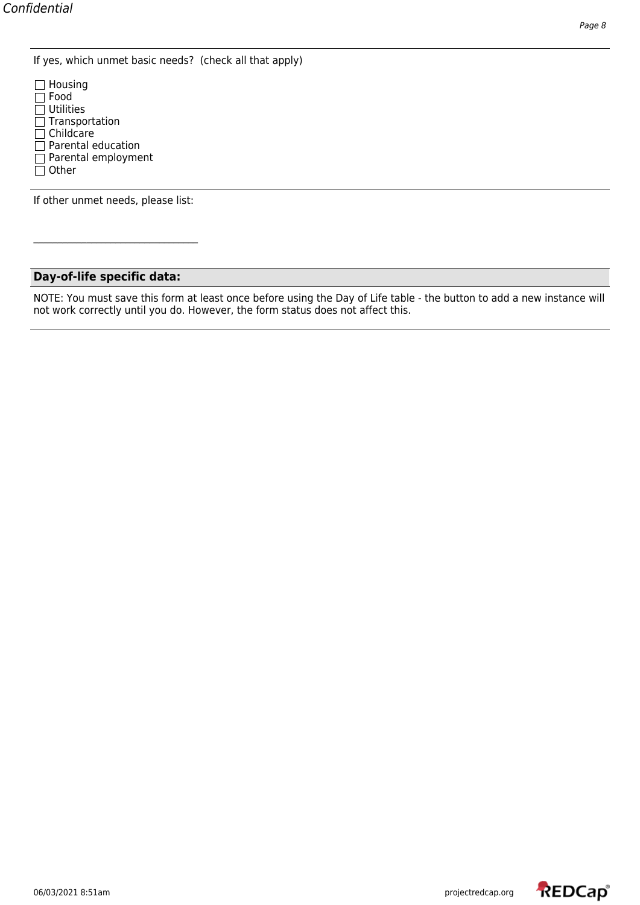If yes, which unmet basic needs? (check all that apply)

- ☐ Housing
- ☐ Food
- ☐ Utilities
- ☐ Transportation
- ☐ Childcare
- ☐ Parental education
- ☐ Parental employment
- ☐ Other

If other unmet needs, please list:

__________________________________

## Day-of-life specific data:

NOTE: You must save this form at least once before using the Day of Life table - the button to add a new instance will not work correctly until you do. However, the form status does not affect this.